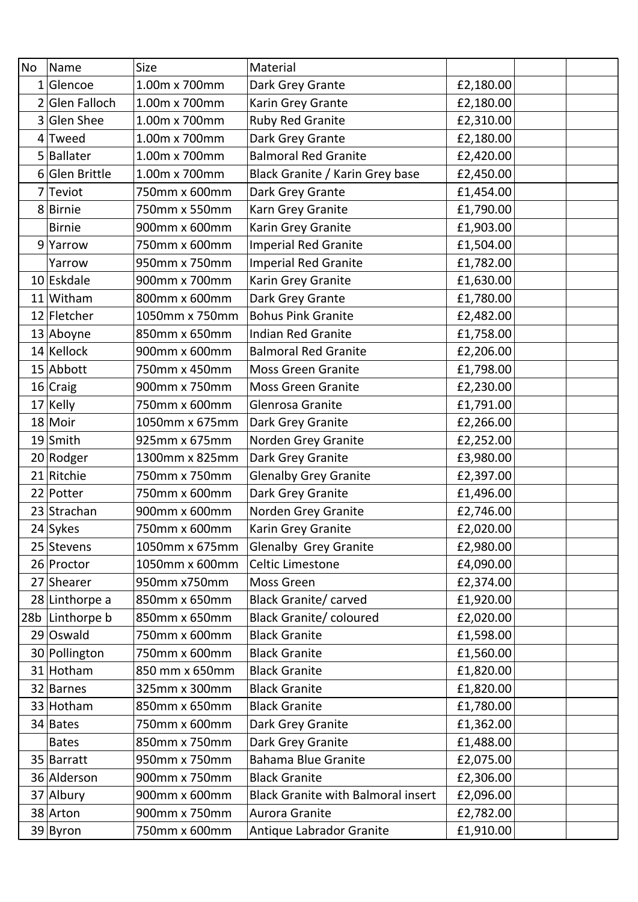| No | Name | Size | Material | | | |
|---|---|---|---|---|---|---|
| 1 | Glencoe | 1.00m x 700mm | Dark Grey Grante | £2,180.00 | | |
| 2 | Glen Falloch | 1.00m x 700mm | Karin Grey Grante | £2,180.00 | | |
| 3 | Glen Shee | 1.00m x 700mm | Ruby Red Granite | £2,310.00 | | |
| 4 | Tweed | 1.00m x 700mm | Dark Grey Grante | £2,180.00 | | |
| 5 | Ballater | 1.00m x 700mm | Balmoral Red Granite | £2,420.00 | | |
| 6 | Glen Brittle | 1.00m x 700mm | Black Granite / Karin Grey base | £2,450.00 | | |
| 7 | Teviot | 750mm x 600mm | Dark Grey Grante | £1,454.00 | | |
| 8 | Birnie | 750mm x 550mm | Karn Grey Granite | £1,790.00 | | |
| | Birnie | 900mm x 600mm | Karin Grey Granite | £1,903.00 | | |
| 9 | Yarrow | 750mm x 600mm | Imperial Red Granite | £1,504.00 | | |
| | Yarrow | 950mm x 750mm | Imperial Red Granite | £1,782.00 | | |
| 10 | Eskdale | 900mm x 700mm | Karin Grey Granite | £1,630.00 | | |
| 11 | Witham | 800mm x 600mm | Dark Grey Grante | £1,780.00 | | |
| 12 | Fletcher | 1050mm x 750mm | Bohus Pink Granite | £2,482.00 | | |
| 13 | Aboyne | 850mm x 650mm | Indian Red Granite | £1,758.00 | | |
| 14 | Kellock | 900mm x 600mm | Balmoral Red Granite | £2,206.00 | | |
| 15 | Abbott | 750mm x 450mm | Moss Green Granite | £1,798.00 | | |
| 16 | Craig | 900mm x 750mm | Moss Green Granite | £2,230.00 | | |
| 17 | Kelly | 750mm x 600mm | Glenrosa Granite | £1,791.00 | | |
| 18 | Moir | 1050mm x 675mm | Dark Grey Granite | £2,266.00 | | |
| 19 | Smith | 925mm x 675mm | Norden Grey Granite | £2,252.00 | | |
| 20 | Rodger | 1300mm x 825mm | Dark Grey Granite | £3,980.00 | | |
| 21 | Ritchie | 750mm x 750mm | Glenalby Grey Granite | £2,397.00 | | |
| 22 | Potter | 750mm x 600mm | Dark Grey Granite | £1,496.00 | | |
| 23 | Strachan | 900mm x 600mm | Norden Grey Granite | £2,746.00 | | |
| 24 | Sykes | 750mm x 600mm | Karin Grey Granite | £2,020.00 | | |
| 25 | Stevens | 1050mm x 675mm | Glenalby Grey Granite | £2,980.00 | | |
| 26 | Proctor | 1050mm x 600mm | Celtic Limestone | £4,090.00 | | |
| 27 | Shearer | 950mm x750mm | Moss Green | £2,374.00 | | |
| 28 | Linthorpe a | 850mm x 650mm | Black Granite/ carved | £1,920.00 | | |
| 28b | Linthorpe b | 850mm x 650mm | Black Granite/ coloured | £2,020.00 | | |
| 29 | Oswald | 750mm x 600mm | Black Granite | £1,598.00 | | |
| 30 | Pollington | 750mm x 600mm | Black Granite | £1,560.00 | | |
| 31 | Hotham | 850 mm x 650mm | Black Granite | £1,820.00 | | |
| 32 | Barnes | 325mm x 300mm | Black Granite | £1,820.00 | | |
| 33 | Hotham | 850mm x 650mm | Black Granite | £1,780.00 | | |
| 34 | Bates | 750mm x 600mm | Dark Grey Granite | £1,362.00 | | |
| | Bates | 850mm x 750mm | Dark Grey Granite | £1,488.00 | | |
| 35 | Barratt | 950mm x 750mm | Bahama Blue Granite | £2,075.00 | | |
| 36 | Alderson | 900mm x 750mm | Black Granite | £2,306.00 | | |
| 37 | Albury | 900mm x 600mm | Black Granite with Balmoral insert | £2,096.00 | | |
| 38 | Arton | 900mm x 750mm | Aurora Granite | £2,782.00 | | |
| 39 | Byron | 750mm x 600mm | Antique Labrador Granite | £1,910.00 | | |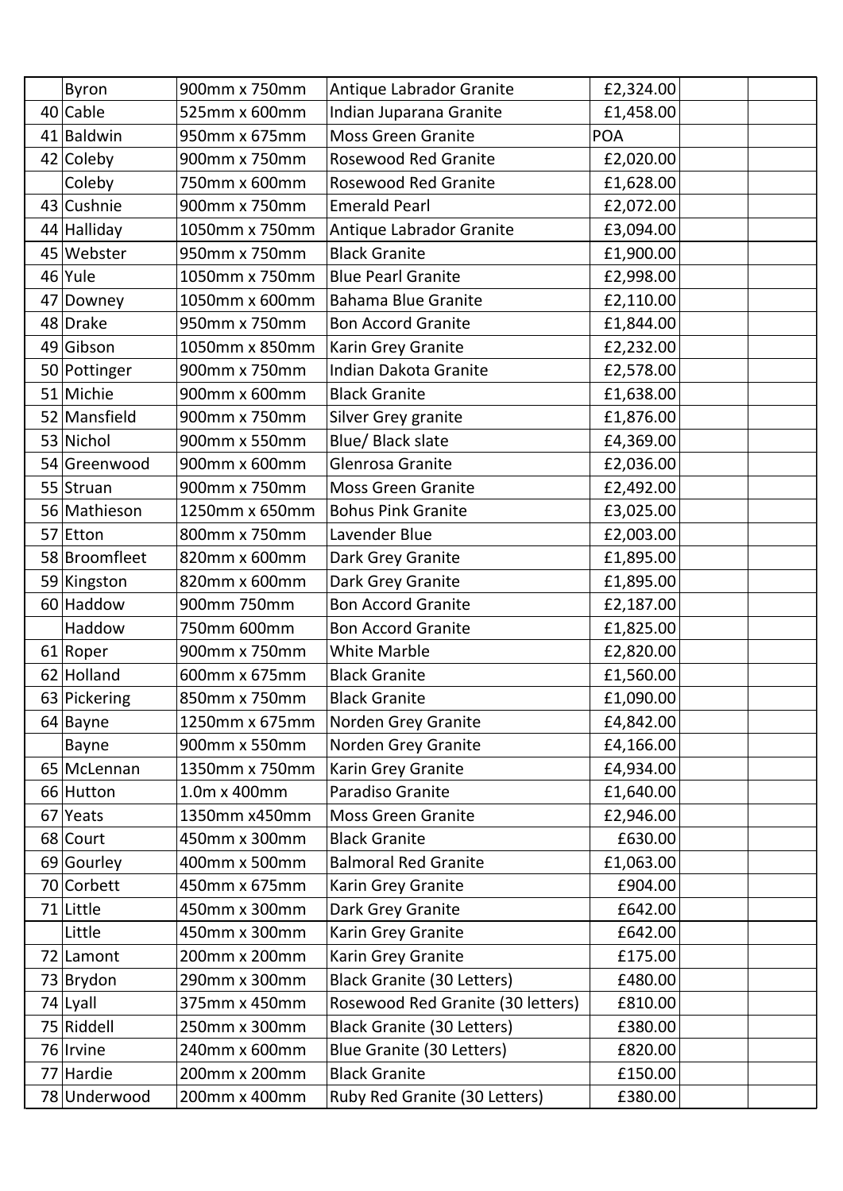|  |  |  |  |  |  |  |
|---|---|---|---|---|---|---|
|  | Byron | 900mm x 750mm | Antique Labrador Granite | £2,324.00 |  |  |
| 40 | Cable | 525mm x 600mm | Indian Juparana Granite | £1,458.00 |  |  |
| 41 | Baldwin | 950mm x 675mm | Moss Green Granite | POA |  |  |
| 42 | Coleby | 900mm x 750mm | Rosewood Red Granite | £2,020.00 |  |  |
|  | Coleby | 750mm x 600mm | Rosewood Red Granite | £1,628.00 |  |  |
| 43 | Cushnie | 900mm x 750mm | Emerald Pearl | £2,072.00 |  |  |
| 44 | Halliday | 1050mm x 750mm | Antique Labrador Granite | £3,094.00 |  |  |
| 45 | Webster | 950mm x 750mm | Black Granite | £1,900.00 |  |  |
| 46 | Yule | 1050mm x 750mm | Blue Pearl Granite | £2,998.00 |  |  |
| 47 | Downey | 1050mm x 600mm | Bahama Blue Granite | £2,110.00 |  |  |
| 48 | Drake | 950mm x 750mm | Bon Accord Granite | £1,844.00 |  |  |
| 49 | Gibson | 1050mm x 850mm | Karin Grey Granite | £2,232.00 |  |  |
| 50 | Pottinger | 900mm x 750mm | Indian Dakota Granite | £2,578.00 |  |  |
| 51 | Michie | 900mm x 600mm | Black Granite | £1,638.00 |  |  |
| 52 | Mansfield | 900mm x 750mm | Silver Grey granite | £1,876.00 |  |  |
| 53 | Nichol | 900mm x 550mm | Blue/ Black slate | £4,369.00 |  |  |
| 54 | Greenwood | 900mm x 600mm | Glenrosa Granite | £2,036.00 |  |  |
| 55 | Struan | 900mm x 750mm | Moss Green Granite | £2,492.00 |  |  |
| 56 | Mathieson | 1250mm x 650mm | Bohus Pink Granite | £3,025.00 |  |  |
| 57 | Etton | 800mm x 750mm | Lavender Blue | £2,003.00 |  |  |
| 58 | Broomfleet | 820mm x 600mm | Dark Grey Granite | £1,895.00 |  |  |
| 59 | Kingston | 820mm x 600mm | Dark Grey Granite | £1,895.00 |  |  |
| 60 | Haddow | 900mm 750mm | Bon Accord Granite | £2,187.00 |  |  |
|  | Haddow | 750mm 600mm | Bon Accord Granite | £1,825.00 |  |  |
| 61 | Roper | 900mm x 750mm | White Marble | £2,820.00 |  |  |
| 62 | Holland | 600mm x 675mm | Black Granite | £1,560.00 |  |  |
| 63 | Pickering | 850mm x 750mm | Black Granite | £1,090.00 |  |  |
| 64 | Bayne | 1250mm x 675mm | Norden Grey Granite | £4,842.00 |  |  |
|  | Bayne | 900mm x 550mm | Norden Grey Granite | £4,166.00 |  |  |
| 65 | McLennan | 1350mm x 750mm | Karin Grey Granite | £4,934.00 |  |  |
| 66 | Hutton | 1.0m x 400mm | Paradiso Granite | £1,640.00 |  |  |
| 67 | Yeats | 1350mm x450mm | Moss Green Granite | £2,946.00 |  |  |
| 68 | Court | 450mm x 300mm | Black Granite | £630.00 |  |  |
| 69 | Gourley | 400mm x 500mm | Balmoral Red Granite | £1,063.00 |  |  |
| 70 | Corbett | 450mm x 675mm | Karin Grey Granite | £904.00 |  |  |
| 71 | Little | 450mm x 300mm | Dark Grey Granite | £642.00 |  |  |
|  | Little | 450mm x 300mm | Karin Grey Granite | £642.00 |  |  |
| 72 | Lamont | 200mm x 200mm | Karin Grey Granite | £175.00 |  |  |
| 73 | Brydon | 290mm x 300mm | Black Granite (30 Letters) | £480.00 |  |  |
| 74 | Lyall | 375mm x 450mm | Rosewood Red Granite (30 letters) | £810.00 |  |  |
| 75 | Riddell | 250mm x 300mm | Black Granite (30 Letters) | £380.00 |  |  |
| 76 | Irvine | 240mm x 600mm | Blue Granite (30 Letters) | £820.00 |  |  |
| 77 | Hardie | 200mm x 200mm | Black Granite | £150.00 |  |  |
| 78 | Underwood | 200mm x 400mm | Ruby Red Granite (30 Letters) | £380.00 |  |  |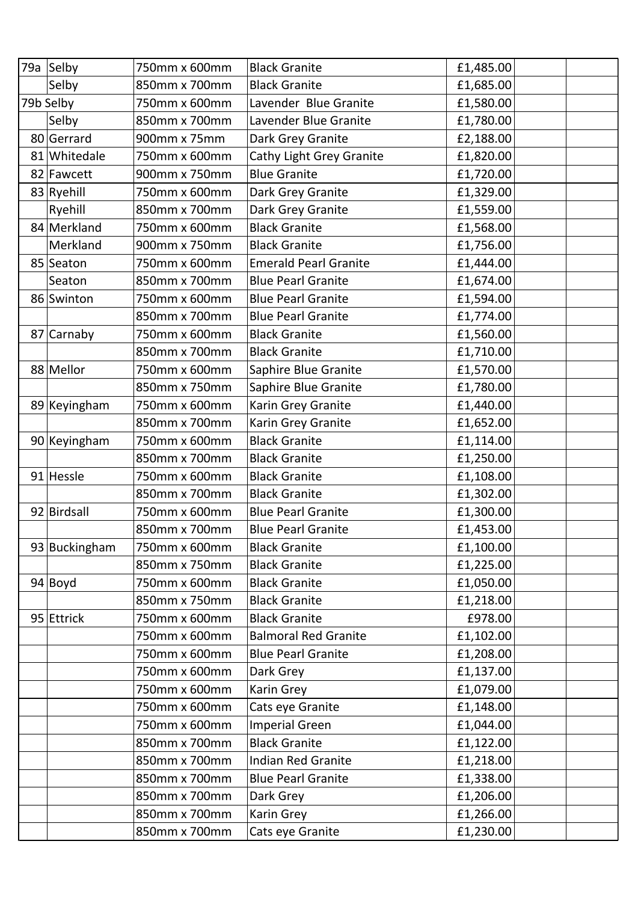| | | | | | | |
|---|---|---|---|---|---|---|
| 79a | Selby | 750mm x 600mm | Black Granite | £1,485.00 | | |
| | Selby | 850mm x 700mm | Black Granite | £1,685.00 | | |
| 79b | Selby | 750mm x 600mm | Lavender Blue Granite | £1,580.00 | | |
| | Selby | 850mm x 700mm | Lavender Blue Granite | £1,780.00 | | |
| 80 | Gerrard | 900mm x 75mm | Dark Grey Granite | £2,188.00 | | |
| 81 | Whitedale | 750mm x 600mm | Cathy Light Grey Granite | £1,820.00 | | |
| 82 | Fawcett | 900mm x 750mm | Blue Granite | £1,720.00 | | |
| 83 | Ryehill | 750mm x 600mm | Dark Grey Granite | £1,329.00 | | |
| | Ryehill | 850mm x 700mm | Dark Grey Granite | £1,559.00 | | |
| 84 | Merkland | 750mm x 600mm | Black Granite | £1,568.00 | | |
| | Merkland | 900mm x 750mm | Black Granite | £1,756.00 | | |
| 85 | Seaton | 750mm x 600mm | Emerald Pearl Granite | £1,444.00 | | |
| | Seaton | 850mm x 700mm | Blue Pearl Granite | £1,674.00 | | |
| 86 | Swinton | 750mm x 600mm | Blue Pearl Granite | £1,594.00 | | |
| | | 850mm x 700mm | Blue Pearl Granite | £1,774.00 | | |
| 87 | Carnaby | 750mm x 600mm | Black Granite | £1,560.00 | | |
| | | 850mm x 700mm | Black Granite | £1,710.00 | | |
| 88 | Mellor | 750mm x 600mm | Saphire Blue Granite | £1,570.00 | | |
| | | 850mm x 750mm | Saphire Blue Granite | £1,780.00 | | |
| 89 | Keyingham | 750mm x 600mm | Karin Grey Granite | £1,440.00 | | |
| | | 850mm x 700mm | Karin Grey Granite | £1,652.00 | | |
| 90 | Keyingham | 750mm x 600mm | Black Granite | £1,114.00 | | |
| | | 850mm x 700mm | Black Granite | £1,250.00 | | |
| 91 | Hessle | 750mm x 600mm | Black Granite | £1,108.00 | | |
| | | 850mm x 700mm | Black Granite | £1,302.00 | | |
| 92 | Birdsall | 750mm x 600mm | Blue Pearl Granite | £1,300.00 | | |
| | | 850mm x 700mm | Blue Pearl Granite | £1,453.00 | | |
| 93 | Buckingham | 750mm x 600mm | Black Granite | £1,100.00 | | |
| | | 850mm x 750mm | Black Granite | £1,225.00 | | |
| 94 | Boyd | 750mm x 600mm | Black Granite | £1,050.00 | | |
| | | 850mm x 750mm | Black Granite | £1,218.00 | | |
| 95 | Ettrick | 750mm x 600mm | Black Granite | £978.00 | | |
| | | 750mm x 600mm | Balmoral Red Granite | £1,102.00 | | |
| | | 750mm x 600mm | Blue Pearl Granite | £1,208.00 | | |
| | | 750mm x 600mm | Dark Grey | £1,137.00 | | |
| | | 750mm x 600mm | Karin Grey | £1,079.00 | | |
| | | 750mm x 600mm | Cats eye Granite | £1,148.00 | | |
| | | 750mm x 600mm | Imperial Green | £1,044.00 | | |
| | | 850mm x 700mm | Black Granite | £1,122.00 | | |
| | | 850mm x 700mm | Indian Red Granite | £1,218.00 | | |
| | | 850mm x 700mm | Blue Pearl Granite | £1,338.00 | | |
| | | 850mm x 700mm | Dark Grey | £1,206.00 | | |
| | | 850mm x 700mm | Karin Grey | £1,266.00 | | |
| | | 850mm x 700mm | Cats eye Granite | £1,230.00 | | |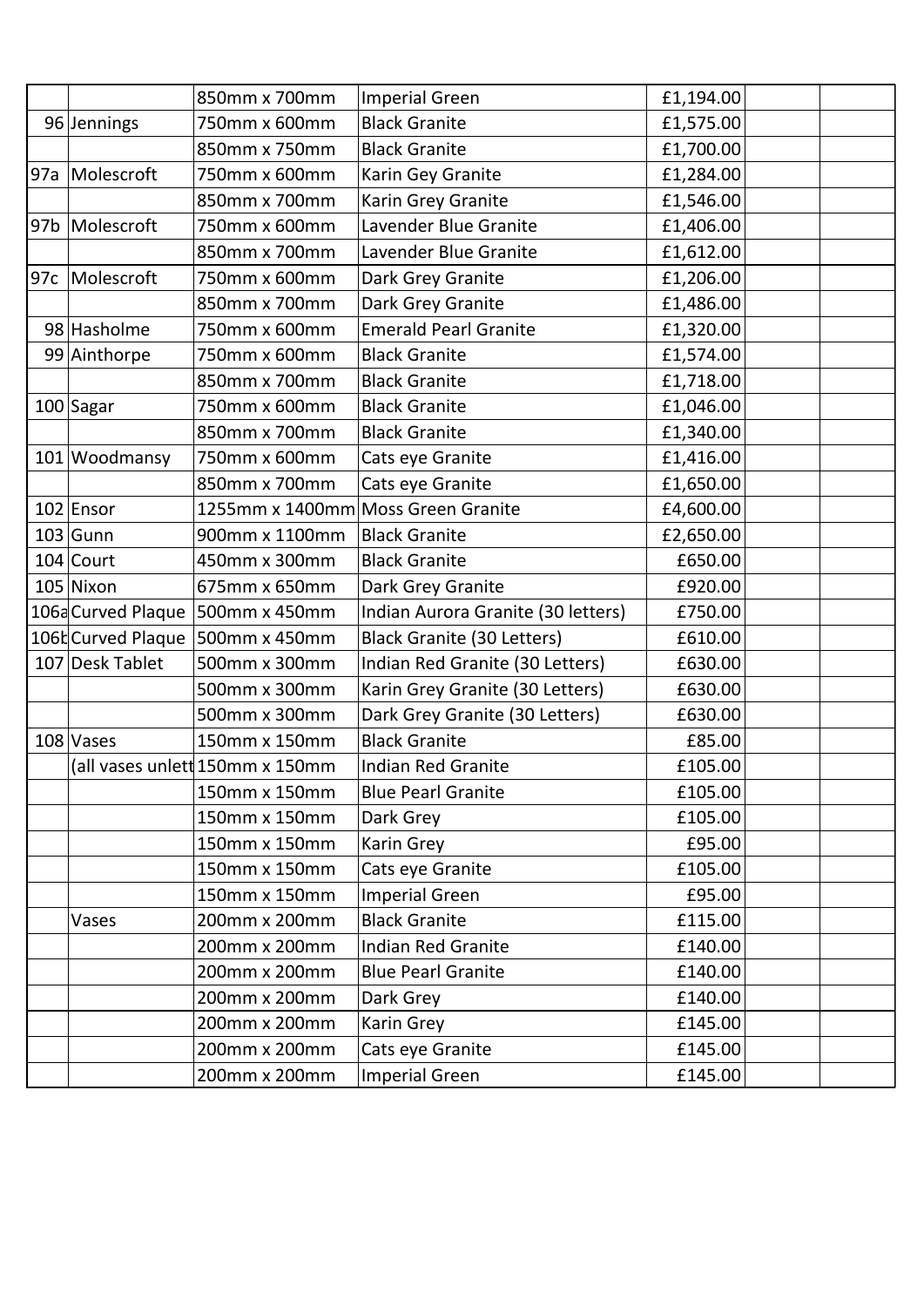| | | | | | | |
|---|---|---|---|---|---|---|
| | | 850mm x 700mm | Imperial Green | £1,194.00 | | |
| 96 | Jennings | 750mm x 600mm | Black Granite | £1,575.00 | | |
| | | 850mm x 750mm | Black Granite | £1,700.00 | | |
| 97a | Molescroft | 750mm x 600mm | Karin Gey Granite | £1,284.00 | | |
| | | 850mm x 700mm | Karin Grey Granite | £1,546.00 | | |
| 97b | Molescroft | 750mm x 600mm | Lavender Blue Granite | £1,406.00 | | |
| | | 850mm x 700mm | Lavender Blue Granite | £1,612.00 | | |
| 97c | Molescroft | 750mm x 600mm | Dark Grey Granite | £1,206.00 | | |
| | | 850mm x 700mm | Dark Grey Granite | £1,486.00 | | |
| 98 | Hasholme | 750mm x 600mm | Emerald Pearl Granite | £1,320.00 | | |
| 99 | Ainthorpe | 750mm x 600mm | Black Granite | £1,574.00 | | |
| | | 850mm x 700mm | Black Granite | £1,718.00 | | |
| 100 | Sagar | 750mm x 600mm | Black Granite | £1,046.00 | | |
| | | 850mm x 700mm | Black Granite | £1,340.00 | | |
| 101 | Woodmansy | 750mm x 600mm | Cats eye Granite | £1,416.00 | | |
| | | 850mm x 700mm | Cats eye Granite | £1,650.00 | | |
| 102 | Ensor | 1255mm x 1400mm | Moss Green Granite | £4,600.00 | | |
| 103 | Gunn | 900mm x 1100mm | Black Granite | £2,650.00 | | |
| 104 | Court | 450mm x 300mm | Black Granite | £650.00 | | |
| 105 | Nixon | 675mm x 650mm | Dark Grey Granite | £920.00 | | |
| 106a | Curved Plaque | 500mm x 450mm | Indian Aurora Granite (30 letters) | £750.00 | | |
| 106b | Curved Plaque | 500mm x 450mm | Black Granite (30 Letters) | £610.00 | | |
| 107 | Desk Tablet | 500mm x 300mm | Indian Red Granite (30 Letters) | £630.00 | | |
| | | 500mm x 300mm | Karin Grey Granite (30 Letters) | £630.00 | | |
| | | 500mm x 300mm | Dark Grey Granite (30 Letters) | £630.00 | | |
| 108 | Vases | 150mm x 150mm | Black Granite | £85.00 | | |
| | (all vases unlett | 150mm x 150mm | Indian Red Granite | £105.00 | | |
| | | 150mm x 150mm | Blue Pearl Granite | £105.00 | | |
| | | 150mm x 150mm | Dark Grey | £105.00 | | |
| | | 150mm x 150mm | Karin Grey | £95.00 | | |
| | | 150mm x 150mm | Cats eye Granite | £105.00 | | |
| | | 150mm x 150mm | Imperial Green | £95.00 | | |
| | Vases | 200mm x 200mm | Black Granite | £115.00 | | |
| | | 200mm x 200mm | Indian Red Granite | £140.00 | | |
| | | 200mm x 200mm | Blue Pearl Granite | £140.00 | | |
| | | 200mm x 200mm | Dark Grey | £140.00 | | |
| | | 200mm x 200mm | Karin Grey | £145.00 | | |
| | | 200mm x 200mm | Cats eye Granite | £145.00 | | |
| | | 200mm x 200mm | Imperial Green | £145.00 | | |